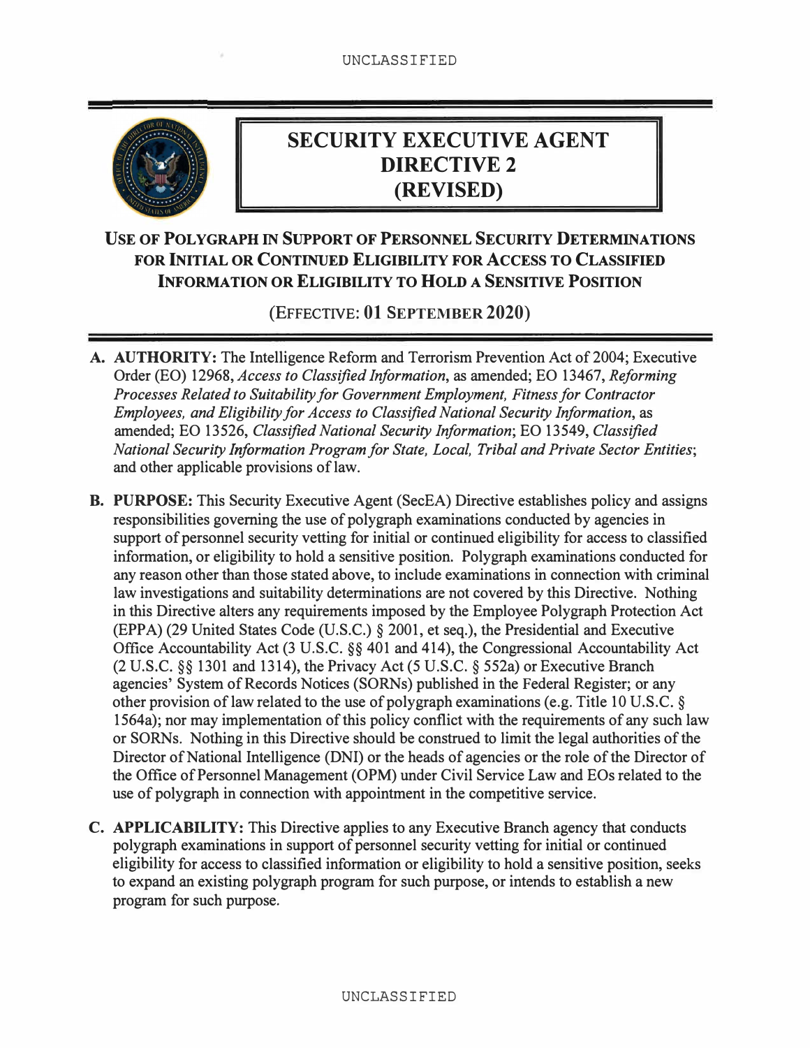# SECURITY EXECUTIVE AGENT DIRECTIVE 2 (REVISED)

## USE OF POLYGRAPH IN SUPPORT OF PERSONNEL SECURITY DETERMINATIONS FOR INITIAL OR CONTINUED ELIGIBILITY FOR ACCESS TO CLASSIFIED INFORMATION OR ELIGIBILITY TO HOLD A SENSITIVE POSITION

(EFFECTIVE: **01 SEPTEMBER 2020**)

**A. AUTHORITY:** The Intelligence Reform and Terrorism Prevention Act of 2004; Executive Order (EO) 12968, *Access to Classified Information*, as amended; EO 13467, *Reforming Processes Related to Suitability for Government Employment, Fitness for Contractor Employees, and Eligibility for Access to Classified National Security Information*, as amended; EO 13526, *Classified National Security Information*; EO 13549, *Classified National Security Information Program for State, Local, Tribal and Private Sector Entities*; and other applicable provisions of law.

**B. PURPOSE:** This Security Executive Agent (SecEA) Directive establishes policy and assigns responsibilities governing the use of polygraph examinations conducted by agencies in support of personnel security vetting for initial or continued eligibility for access to classified information, or eligibility to hold a sensitive position. Polygraph examinations conducted for any reason other than those stated above, to include examinations in connection with criminal law investigations and suitability determinations are not covered by this Directive. Nothing in this Directive alters any requirements imposed by the Employee Polygraph Protection Act (EPPA) (29 United States Code (U.S.C.) § 2001, et seq.), the Presidential and Executive Office Accountability Act (3 U.S.C. §§ 401 and 414), the Congressional Accountability Act (2 U.S.C. §§ 1301 and 1314), the Privacy Act (5 U.S.C. § 552a) or Executive Branch agencies' System of Records Notices (SORNs) published in the Federal Register; or any other provision of law related to the use of polygraph examinations (e.g. Title 10 U.S.C. § 1564a); nor may implementation of this policy conflict with the requirements of any such law or SORNs. Nothing in this Directive should be construed to limit the legal authorities of the Director of National Intelligence (DNI) or the heads of agencies or the role of the Director of the Office of Personnel Management (OPM) under Civil Service Law and EOs related to the use of polygraph in connection with appointment in the competitive service.

**C. APPLICABILITY:** This Directive applies to any Executive Branch agency that conducts polygraph examinations in support of personnel security vetting for initial or continued eligibility for access to classified information or eligibility to hold a sensitive position, seeks to expand an existing polygraph program for such purpose, or intends to establish a new program for such purpose.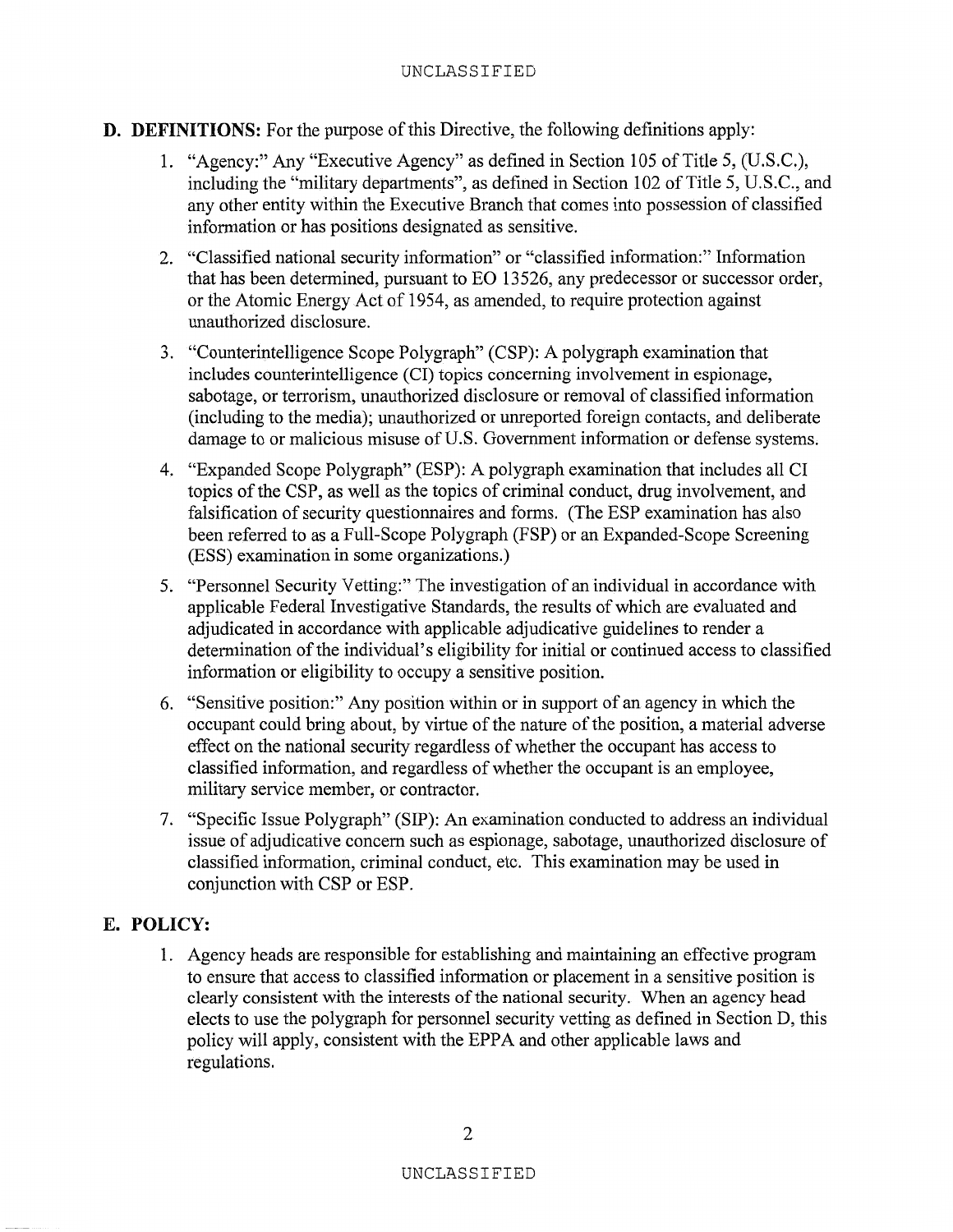**D. DEFINITIONS:** For the purpose of this Directive, the following definitions apply:

1. "Agency:" Any "Executive Agency" as defined in Section 105 of Title 5, (U.S.C.), including the "military departments", as defined in Section 102 of Title 5, U.S.C., and any other entity within the Executive Branch that comes into possession of classified information or has positions designated as sensitive.

2. "Classified national security information" or "classified information:" Information that has been determined, pursuant to EO 13526, any predecessor or successor order, or the Atomic Energy Act of 1954, as amended, to require protection against unauthorized disclosure.

3. "Counterintelligence Scope Polygraph" (CSP): A polygraph examination that includes counterintelligence (CI) topics concerning involvement in espionage, sabotage, or terrorism, unauthorized disclosure or removal of classified information (including to the media); unauthorized or unreported foreign contacts, and deliberate damage to or malicious misuse of U.S. Government information or defense systems.

4. "Expanded Scope Polygraph" (ESP): A polygraph examination that includes all CI topics of the CSP, as well as the topics of criminal conduct, drug involvement, and falsification of security questionnaires and forms. (The ESP examination has also been referred to as a Full-Scope Polygraph (FSP) or an Expanded-Scope Screening (ESS) examination in some organizations.)

5. "Personnel Security Vetting:" The investigation of an individual in accordance with applicable Federal Investigative Standards, the results of which are evaluated and adjudicated in accordance with applicable adjudicative guidelines to render a determination of the individual's eligibility for initial or continued access to classified information or eligibility to occupy a sensitive position.

6. "Sensitive position:" Any position within or in support of an agency in which the occupant could bring about, by virtue of the nature of the position, a material adverse effect on the national security regardless of whether the occupant has access to classified information, and regardless of whether the occupant is an employee, military service member, or contractor.

7. "Specific Issue Polygraph" (SIP): An examination conducted to address an individual issue of adjudicative concern such as espionage, sabotage, unauthorized disclosure of classified information, criminal conduct, etc. This examination may be used in conjunction with CSP or ESP.

**E. POLICY:**

1. Agency heads are responsible for establishing and maintaining an effective program to ensure that access to classified information or placement in a sensitive position is clearly consistent with the interests of the national security. When an agency head elects to use the polygraph for personnel security vetting as defined in Section D, this policy will apply, consistent with the EPPA and other applicable laws and regulations.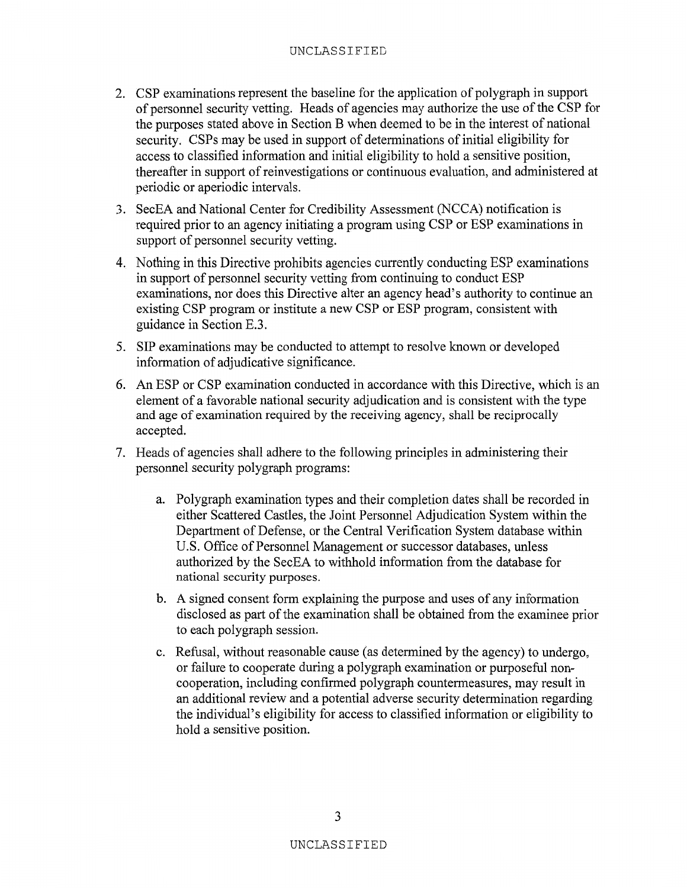2. CSP examinations represent the baseline for the application of polygraph in support of personnel security vetting. Heads of agencies may authorize the use of the CSP for the purposes stated above in Section B when deemed to be in the interest of national security. CSPs may be used in support of determinations of initial eligibility for access to classified information and initial eligibility to hold a sensitive position, thereafter in support of reinvestigations or continuous evaluation, and administered at periodic or aperiodic intervals.

3. SecEA and National Center for Credibility Assessment (NCCA) notification is required prior to an agency initiating a program using CSP or ESP examinations in support of personnel security vetting.

4. Nothing in this Directive prohibits agencies currently conducting ESP examinations in support of personnel security vetting from continuing to conduct ESP examinations, nor does this Directive alter an agency head's authority to continue an existing CSP program or institute a new CSP or ESP program, consistent with guidance in Section E.3.

5. SIP examinations may be conducted to attempt to resolve known or developed information of adjudicative significance.

6. An ESP or CSP examination conducted in accordance with this Directive, which is an element of a favorable national security adjudication and is consistent with the type and age of examination required by the receiving agency, shall be reciprocally accepted.

7. Heads of agencies shall adhere to the following principles in administering their personnel security polygraph programs:

    a. Polygraph examination types and their completion dates shall be recorded in either Scattered Castles, the Joint Personnel Adjudication System within the Department of Defense, or the Central Verification System database within U.S. Office of Personnel Management or successor databases, unless authorized by the SecEA to withhold information from the database for national security purposes.

    b. A signed consent form explaining the purpose and uses of any information disclosed as part of the examination shall be obtained from the examinee prior to each polygraph session.

    c. Refusal, without reasonable cause (as determined by the agency) to undergo, or failure to cooperate during a polygraph examination or purposeful non-cooperation, including confirmed polygraph countermeasures, may result in an additional review and a potential adverse security determination regarding the individual's eligibility for access to classified information or eligibility to hold a sensitive position.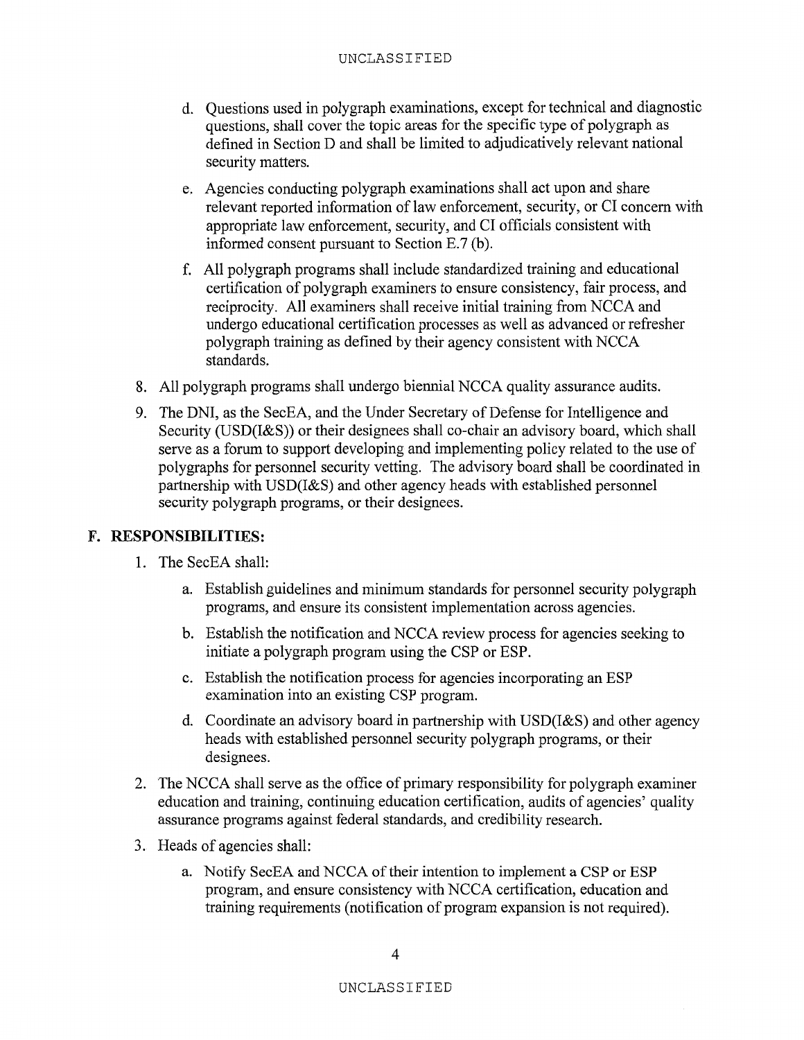d. Questions used in polygraph examinations, except for technical and diagnostic questions, shall cover the topic areas for the specific type of polygraph as defined in Section D and shall be limited to adjudicatively relevant national security matters.

e. Agencies conducting polygraph examinations shall act upon and share relevant reported information of law enforcement, security, or CI concern with appropriate law enforcement, security, and CI officials consistent with informed consent pursuant to Section E.7 (b).

f. All polygraph programs shall include standardized training and educational certification of polygraph examiners to ensure consistency, fair process, and reciprocity. All examiners shall receive initial training from NCCA and undergo educational certification processes as well as advanced or refresher polygraph training as defined by their agency consistent with NCCA standards.

8. All polygraph programs shall undergo biennial NCCA quality assurance audits.

9. The DNI, as the SecEA, and the Under Secretary of Defense for Intelligence and Security (USD(I&S)) or their designees shall co-chair an advisory board, which shall serve as a forum to support developing and implementing policy related to the use of polygraphs for personnel security vetting. The advisory board shall be coordinated in partnership with USD(I&S) and other agency heads with established personnel security polygraph programs, or their designees.

## F. RESPONSIBILITIES:

1. The SecEA shall:

   a. Establish guidelines and minimum standards for personnel security polygraph programs, and ensure its consistent implementation across agencies.

   b. Establish the notification and NCCA review process for agencies seeking to initiate a polygraph program using the CSP or ESP.

   c. Establish the notification process for agencies incorporating an ESP examination into an existing CSP program.

   d. Coordinate an advisory board in partnership with USD(I&S) and other agency heads with established personnel security polygraph programs, or their designees.

2. The NCCA shall serve as the office of primary responsibility for polygraph examiner education and training, continuing education certification, audits of agencies' quality assurance programs against federal standards, and credibility research.

3. Heads of agencies shall:

   a. Notify SecEA and NCCA of their intention to implement a CSP or ESP program, and ensure consistency with NCCA certification, education and training requirements (notification of program expansion is not required).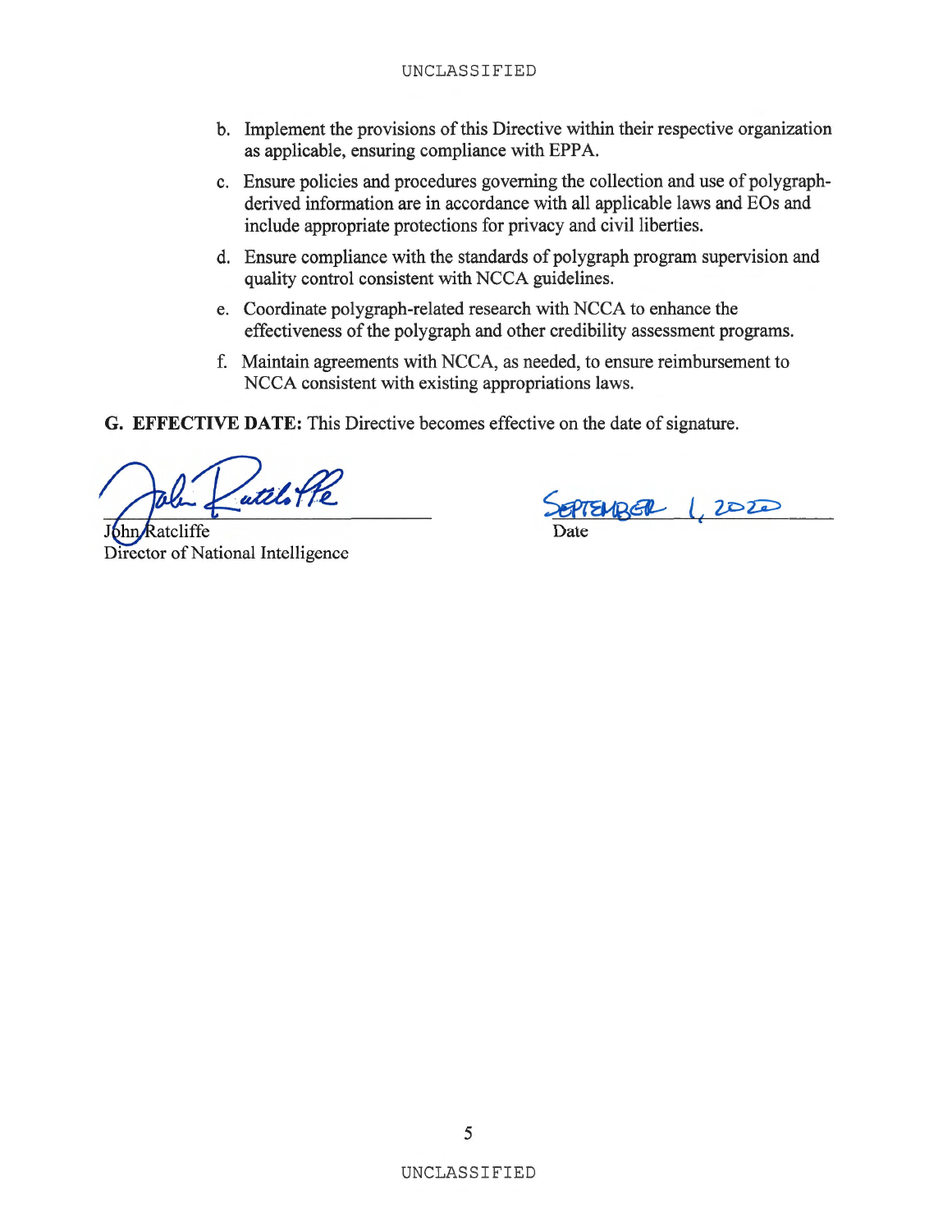b. Implement the provisions of this Directive within their respective organization as applicable, ensuring compliance with EPPA.

c. Ensure policies and procedures governing the collection and use of polygraph-derived information are in accordance with all applicable laws and EOs and include appropriate protections for privacy and civil liberties.

d. Ensure compliance with the standards of polygraph program supervision and quality control consistent with NCCA guidelines.

e. Coordinate polygraph-related research with NCCA to enhance the effectiveness of the polygraph and other credibility assessment programs.

f. Maintain agreements with NCCA, as needed, to ensure reimbursement to NCCA consistent with existing appropriations laws.

**G. EFFECTIVE DATE:** This Directive becomes effective on the date of signature.

John Ratcliffe
Director of National Intelligence

SEPTEMBER 1, 2020
Date